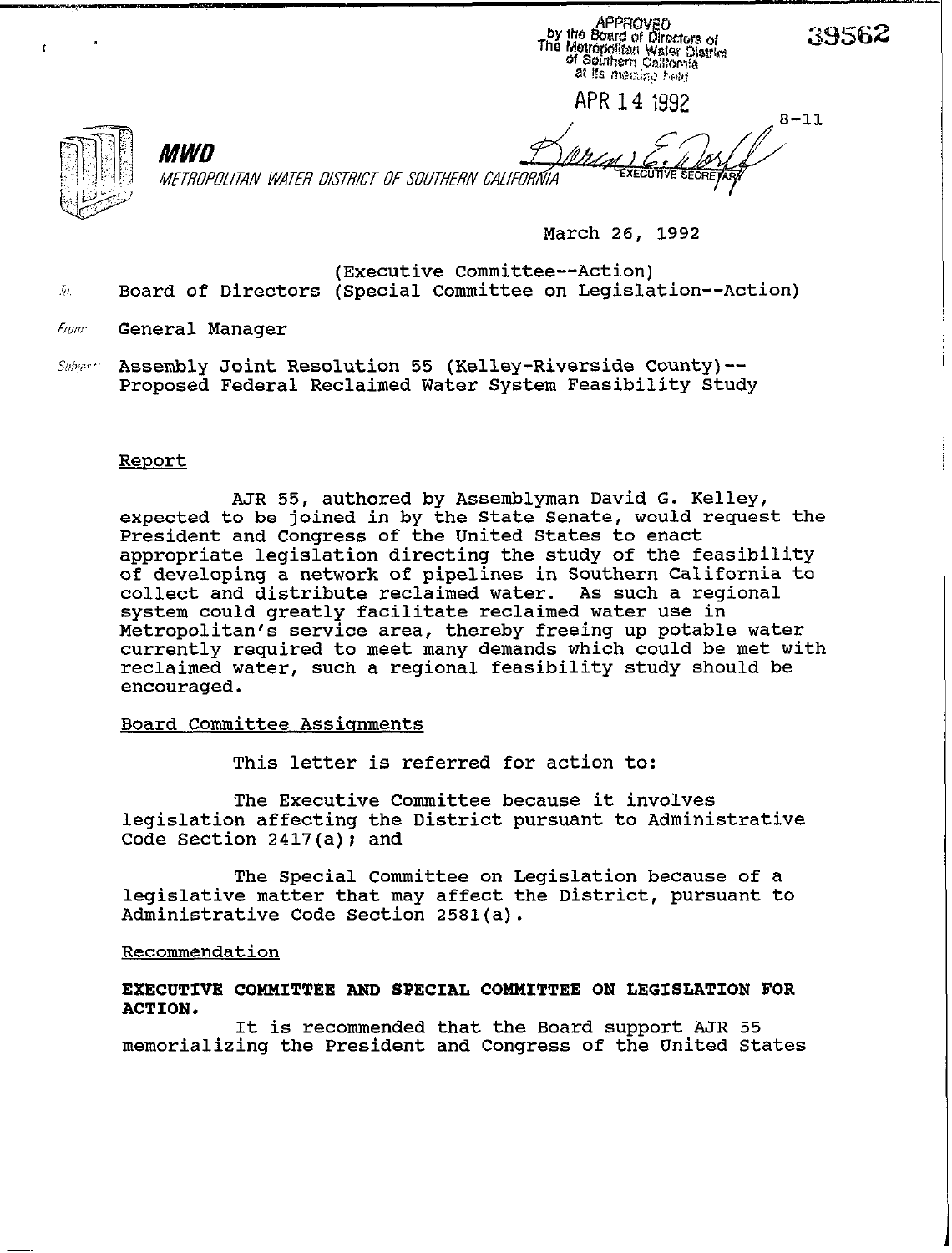APPROVED by the Board of Directors of The Metropolitan Water District of Southern California at its meeting held

APR 14 1992

EXECUTIVE SECRETARY

39562

8-11

**MWD**

*METROPOLITAN WATER DISTRICT OF SOUTHERN CALIFORNIA*

March 26, 1992

To: (Executive Committee--Action)
Board of Directors (Special Committee on Legislation--Action)

From: General Manager

Subject: Assembly Joint Resolution 55 (Kelley-Riverside County)--Proposed Federal Reclaimed Water System Feasibility Study

## Report

AJR 55, authored by Assemblyman David G. Kelley, expected to be joined in by the State Senate, would request the President and Congress of the United States to enact appropriate legislation directing the study of the feasibility of developing a network of pipelines in Southern California to collect and distribute reclaimed water. As such a regional system could greatly facilitate reclaimed water use in Metropolitan's service area, thereby freeing up potable water currently required to meet many demands which could be met with reclaimed water, such a regional feasibility study should be encouraged.

## Board Committee Assignments

This letter is referred for action to:

The Executive Committee because it involves legislation affecting the District pursuant to Administrative Code Section 2417(a); and

The Special Committee on Legislation because of a legislative matter that may affect the District, pursuant to Administrative Code Section 2581(a).

## Recommendation

**EXECUTIVE COMMITTEE AND SPECIAL COMMITTEE ON LEGISLATION FOR ACTION.**

It is recommended that the Board support AJR 55 memorializing the President and Congress of the United States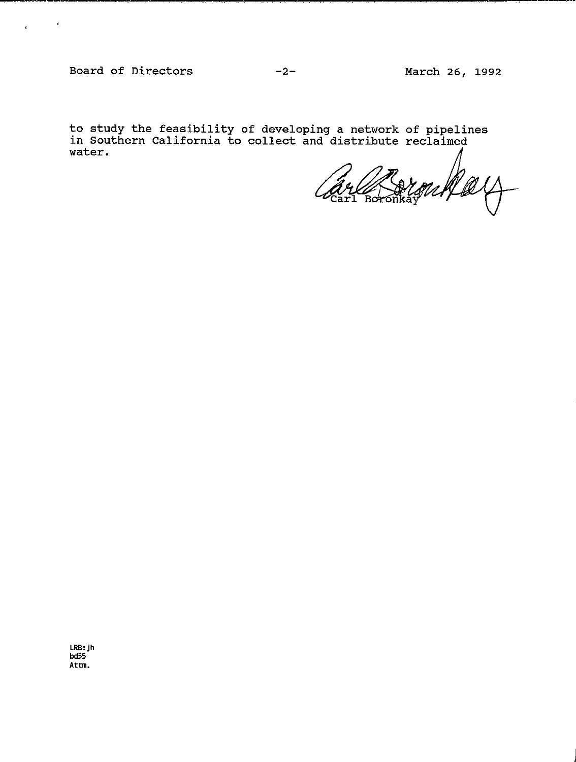to study the feasibility of developing a network of pipelines in Southern California to collect and distribute reclaimed water.

Carl Boronkay

LRB:jh
bd55
Attm.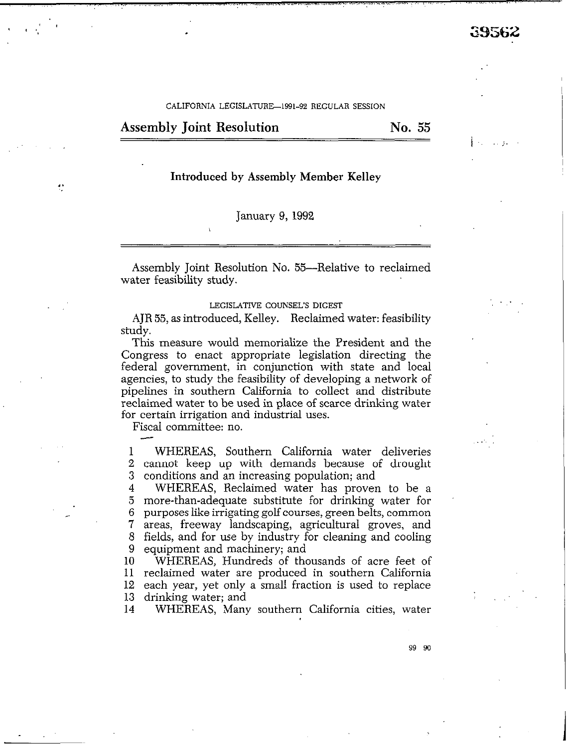CALIFORNIA LEGISLATURE—1991–92 REGULAR SESSION

## Assembly Joint Resolution No. 55

**Introduced by Assembly Member Kelley**

January 9, 1992

Assembly Joint Resolution No. 55—Relative to reclaimed water feasibility study.

LEGISLATIVE COUNSEL'S DIGEST

AJR 55, as introduced, Kelley. Reclaimed water: feasibility study.

This measure would memorialize the President and the Congress to enact appropriate legislation directing the federal government, in conjunction with state and local agencies, to study the feasibility of developing a network of pipelines in southern California to collect and distribute reclaimed water to be used in place of scarce drinking water for certain irrigation and industrial uses.

Fiscal committee: no.

1 WHEREAS, Southern California water deliveries
2 cannot keep up with demands because of drought
3 conditions and an increasing population; and
4 WHEREAS, Reclaimed water has proven to be a
5 more-than-adequate substitute for drinking water for
6 purposes like irrigating golf courses, green belts, common
7 areas, freeway landscaping, agricultural groves, and
8 fields, and for use by industry for cleaning and cooling
9 equipment and machinery; and
10 WHEREAS, Hundreds of thousands of acre feet of
11 reclaimed water are produced in southern California
12 each year, yet only a small fraction is used to replace
13 drinking water; and
14 WHEREAS, Many southern California cities, water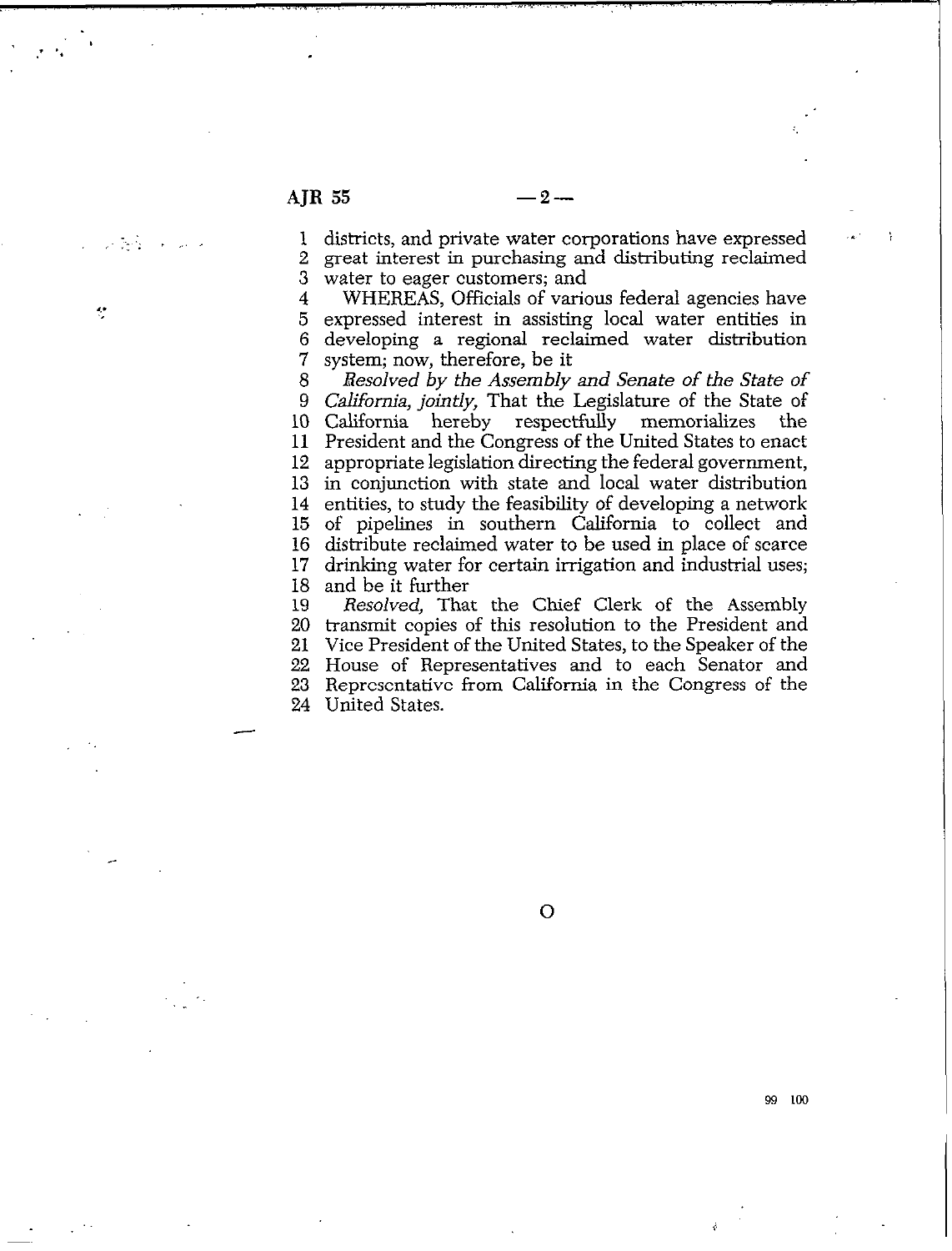districts, and private water corporations have expressed great interest in purchasing and distributing reclaimed water to eager customers; and

WHEREAS, Officials of various federal agencies have expressed interest in assisting local water entities in developing a regional reclaimed water distribution system; now, therefore, be it

*Resolved by the Assembly and Senate of the State of California, jointly,* That the Legislature of the State of California hereby respectfully memorializes the President and the Congress of the United States to enact appropriate legislation directing the federal government, in conjunction with state and local water distribution entities, to study the feasibility of developing a network of pipelines in southern California to collect and distribute reclaimed water to be used in place of scarce drinking water for certain irrigation and industrial uses; and be it further

*Resolved,* That the Chief Clerk of the Assembly transmit copies of this resolution to the President and Vice President of the United States, to the Speaker of the House of Representatives and to each Senator and Representative from California in the Congress of the United States.

O